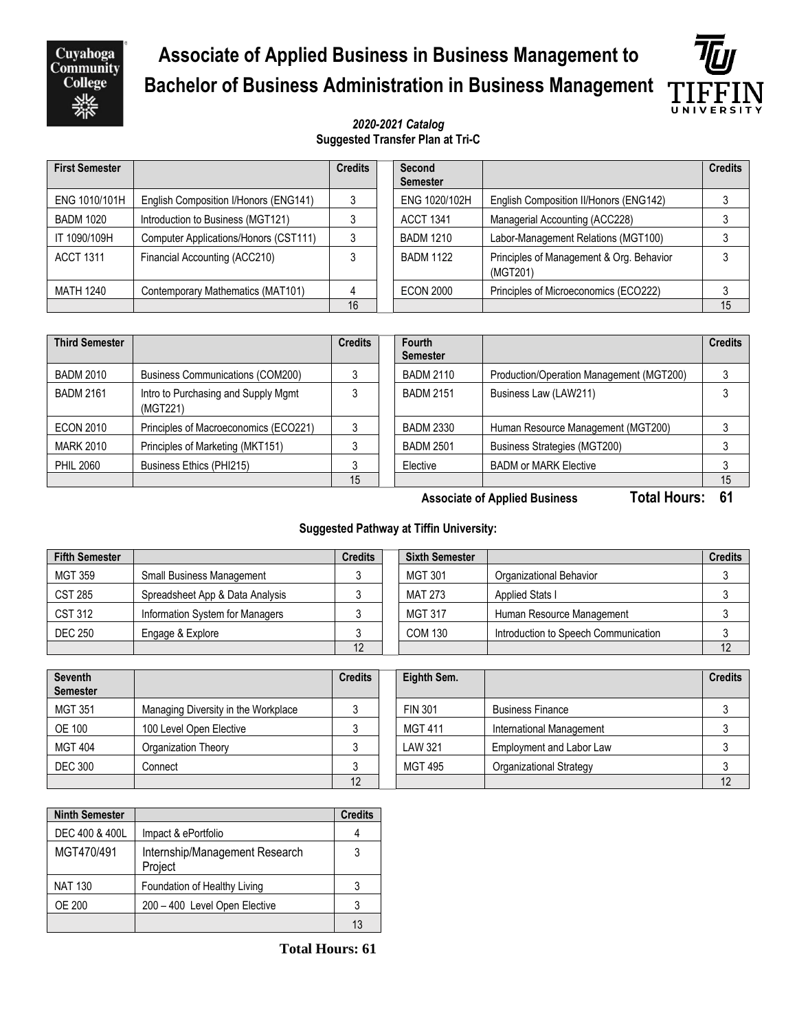# Associate of Applied Business in Business Management to Bachelor of Business Administration in Business Management

*2020-2021 Catalog*

**Suggested Transfer Plan at Tri-C**

| First Semester | | Credits |
|---|---|---|
| ENG 1010/101H | English Composition I/Honors (ENG141) | 3 |
| BADM 1020 | Introduction to Business (MGT121) | 3 |
| IT 1090/109H | Computer Applications/Honors (CST111) | 3 |
| ACCT 1311 | Financial Accounting (ACC210) | 3 |
| MATH 1240 | Contemporary Mathematics (MAT101) | 4 |
| | | 16 |

| Second Semester | | Credits |
|---|---|---|
| ENG 1020/102H | English Composition II/Honors (ENG142) | 3 |
| ACCT 1341 | Managerial Accounting (ACC228) | 3 |
| BADM 1210 | Labor-Management Relations (MGT100) | 3 |
| BADM 1122 | Principles of Management & Org. Behavior (MGT201) | 3 |
| ECON 2000 | Principles of Microeconomics (ECO222) | 3 |
| | | 15 |

| Third Semester | | Credits |
|---|---|---|
| BADM 2010 | Business Communications (COM200) | 3 |
| BADM 2161 | Intro to Purchasing and Supply Mgmt (MGT221) | 3 |
| ECON 2010 | Principles of Macroeconomics (ECO221) | 3 |
| MARK 2010 | Principles of Marketing (MKT151) | 3 |
| PHIL 2060 | Business Ethics (PHI215) | 3 |
| | | 15 |

| Fourth Semester | | Credits |
|---|---|---|
| BADM 2110 | Production/Operation Management (MGT200) | 3 |
| BADM 2151 | Business Law (LAW211) | 3 |
| BADM 2330 | Human Resource Management (MGT200) | 3 |
| BADM 2501 | Business Strategies (MGT200) | 3 |
| Elective | BADM or MARK Elective | 3 |
| | | 15 |

**Associate of Applied Business** **Total Hours: 61**

**Suggested Pathway at Tiffin University:**

| Fifth Semester | | Credits |
|---|---|---|
| MGT 359 | Small Business Management | 3 |
| CST 285 | Spreadsheet App & Data Analysis | 3 |
| CST 312 | Information System for Managers | 3 |
| DEC 250 | Engage & Explore | 3 |
| | | 12 |

| Sixth Semester | | Credits |
|---|---|---|
| MGT 301 | Organizational Behavior | 3 |
| MAT 273 | Applied Stats I | 3 |
| MGT 317 | Human Resource Management | 3 |
| COM 130 | Introduction to Speech Communication | 3 |
| | | 12 |

| Seventh Semester | | Credits |
|---|---|---|
| MGT 351 | Managing Diversity in the Workplace | 3 |
| OE 100 | 100 Level Open Elective | 3 |
| MGT 404 | Organization Theory | 3 |
| DEC 300 | Connect | 3 |
| | | 12 |

| Eighth Sem. | | Credits |
|---|---|---|
| FIN 301 | Business Finance | 3 |
| MGT 411 | International Management | 3 |
| LAW 321 | Employment and Labor Law | 3 |
| MGT 495 | Organizational Strategy | 3 |
| | | 12 |

| Ninth Semester | | Credits |
|---|---|---|
| DEC 400 & 400L | Impact & ePortfolio | 4 |
| MGT470/491 | Internship/Management Research Project | 3 |
| NAT 130 | Foundation of Healthy Living | 3 |
| OE 200 | 200 – 400 Level Open Elective | 3 |
| | | 13 |

**Total Hours: 61**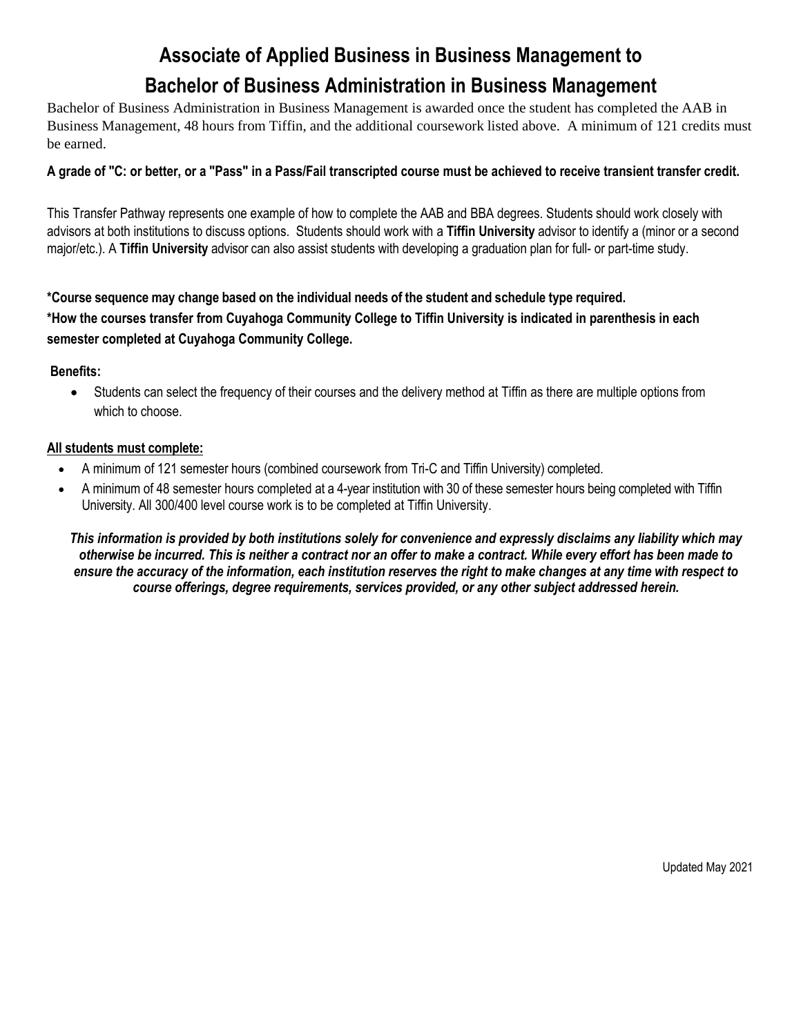# Associate of Applied Business in Business Management to
# Bachelor of Business Administration in Business Management

Bachelor of Business Administration in Business Management is awarded once the student has completed the AAB in Business Management, 48 hours from Tiffin, and the additional coursework listed above. A minimum of 121 credits must be earned.

**A grade of "C: or better, or a "Pass" in a Pass/Fail transcripted course must be achieved to receive transient transfer credit.**

This Transfer Pathway represents one example of how to complete the AAB and BBA degrees. Students should work closely with advisors at both institutions to discuss options. Students should work with a **Tiffin University** advisor to identify a (minor or a second major/etc.). A **Tiffin University** advisor can also assist students with developing a graduation plan for full- or part-time study.

**\*Course sequence may change based on the individual needs of the student and schedule type required.**
**\*How the courses transfer from Cuyahoga Community College to Tiffin University is indicated in parenthesis in each semester completed at Cuyahoga Community College.**

**Benefits:**

- Students can select the frequency of their courses and the delivery method at Tiffin as there are multiple options from which to choose.

**All students must complete:**

- A minimum of 121 semester hours (combined coursework from Tri-C and Tiffin University) completed.
- A minimum of 48 semester hours completed at a 4-year institution with 30 of these semester hours being completed with Tiffin University. All 300/400 level course work is to be completed at Tiffin University.

***This information is provided by both institutions solely for convenience and expressly disclaims any liability which may otherwise be incurred. This is neither a contract nor an offer to make a contract. While every effort has been made to ensure the accuracy of the information, each institution reserves the right to make changes at any time with respect to course offerings, degree requirements, services provided, or any other subject addressed herein.***

Updated May 2021